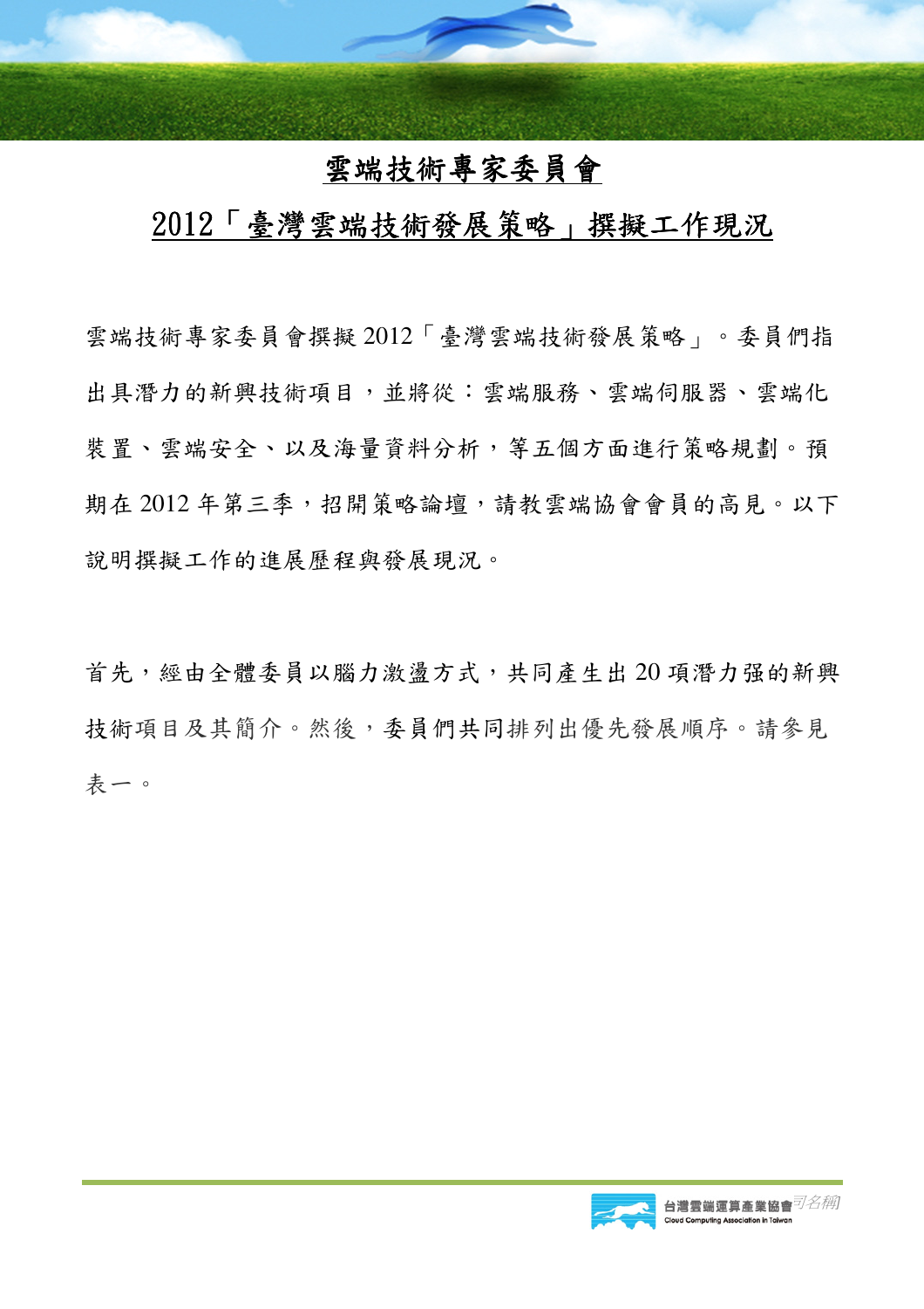# 雲端技術專家委員會

## 2012「臺灣雲端技術發展策略」撰擬工作現況

雲端技術專家委員會撰擬 2012「臺灣雲端技術發展策略」。委員們指出具潛力的新興技術項目，並將從：雲端服務、雲端伺服器、雲端化裝置、雲端安全、以及海量資料分析，等五個方面進行策略規劃。預期在 2012 年第三季，招開策略論壇，請教雲端協會會員的高見。以下說明撰擬工作的進展歷程與發展現況。

首先，經由全體委員以腦力激盪方式，共同產生出 20 項潛力强的新興技術項目及其簡介。然後，委員們共同排列出優先發展順序。請參見表一。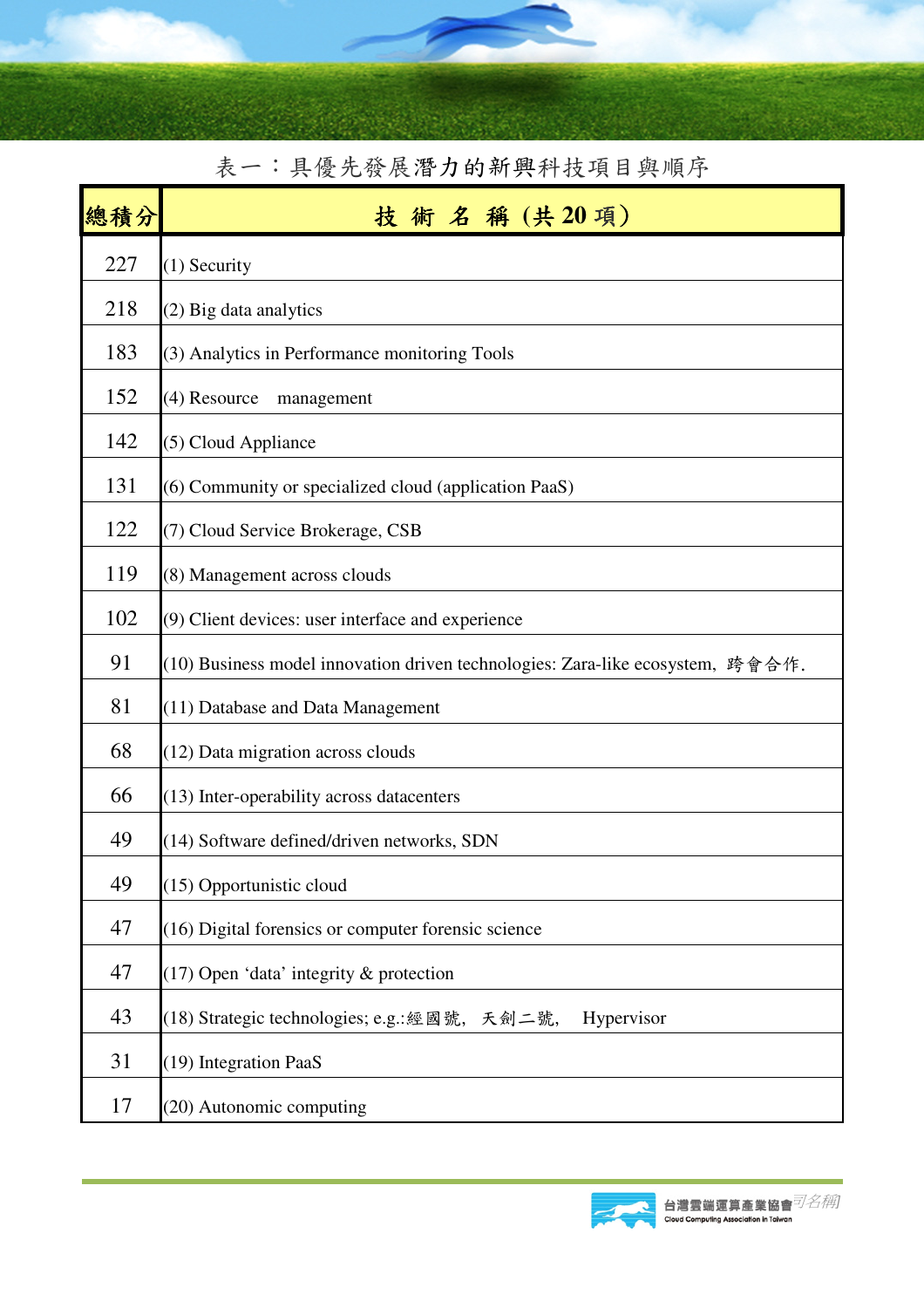表一：具優先發展潛力的新興科技項目與順序

| 總積分 | 技 術 名 稱 (共 20 項) |
| --- | --- |
| 227 | (1) Security |
| 218 | (2) Big data analytics |
| 183 | (3) Analytics in Performance monitoring Tools |
| 152 | (4) Resource management |
| 142 | (5) Cloud Appliance |
| 131 | (6) Community or specialized cloud (application PaaS) |
| 122 | (7) Cloud Service Brokerage, CSB |
| 119 | (8) Management across clouds |
| 102 | (9) Client devices: user interface and experience |
| 91 | (10) Business model innovation driven technologies: Zara-like ecosystem, 跨會合作. |
| 81 | (11) Database and Data Management |
| 68 | (12) Data migration across clouds |
| 66 | (13) Inter-operability across datacenters |
| 49 | (14) Software defined/driven networks, SDN |
| 49 | (15) Opportunistic cloud |
| 47 | (16) Digital forensics or computer forensic science |
| 47 | (17) Open 'data' integrity & protection |
| 43 | (18) Strategic technologies; e.g.:經國號, 天劍二號, Hypervisor |
| 31 | (19) Integration PaaS |
| 17 | (20) Autonomic computing |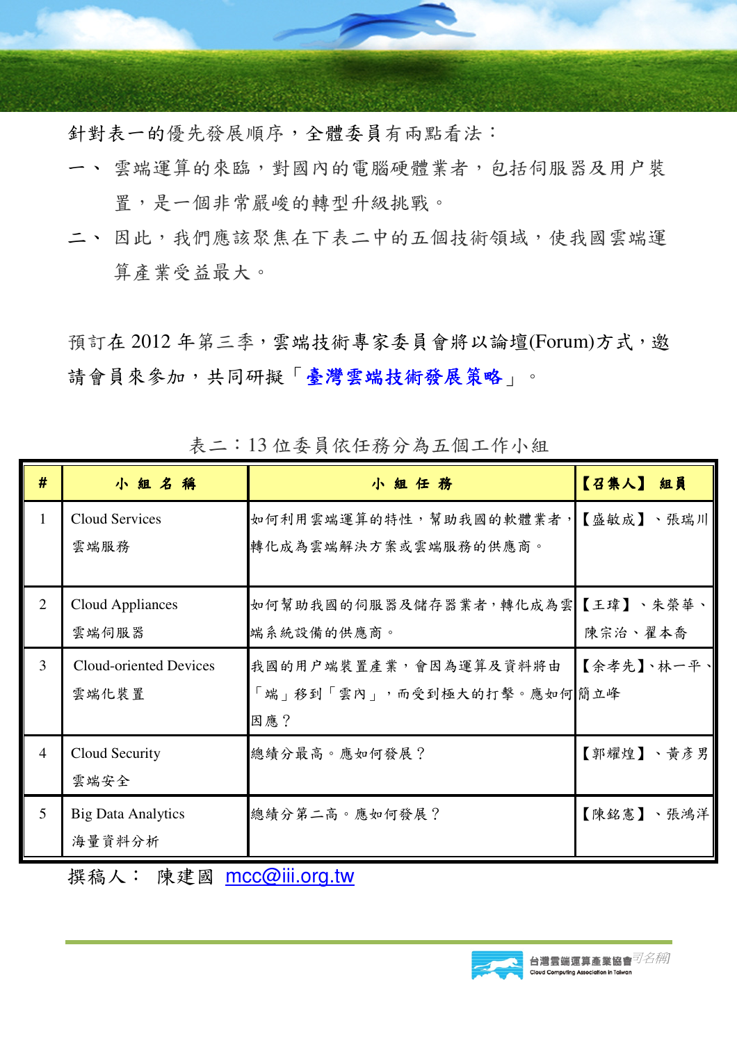針對表一的優先發展順序，全體委員有兩點看法：

一、 雲端運算的來臨，對國內的電腦硬體業者，包括伺服器及用戶裝置，是一個非常嚴峻的轉型升級挑戰。

二、 因此，我們應該聚焦在下表二中的五個技術領域，使我國雲端運算產業受益最大。

預訂在 2012 年第三季，雲端技術專家委員會將以論壇(Forum)方式，邀請會員來參加，共同研擬「臺灣雲端技術發展策略」。

表二：13 位委員依任務分為五個工作小組

| # | 小組名稱 | 小組任務 | 【召集人】 組員 |
|---|---|---|---|
| 1 | Cloud Services<br>雲端服務 | 如何利用雲端運算的特性，幫助我國的軟體業者，轉化成為雲端解決方案或雲端服務的供應商。 | 【盛敏成】、張瑞川 |
| 2 | Cloud Appliances<br>雲端伺服器 | 如何幫助我國的伺服器及儲存器業者，轉化成為雲端系統設備的供應商。 | 【王瑋】、朱榮華、陳宗治、翟本喬 |
| 3 | Cloud-oriented Devices<br>雲端化裝置 | 我國的用戶端裝置產業，會因為運算及資料將由「端」移到「雲內」，而受到極大的打擊。應如何因應？ | 【余孝先】、林一平、簡立峰 |
| 4 | Cloud Security<br>雲端安全 | 總績分最高。應如何發展？ | 【郭耀煌】、黃彥男 |
| 5 | Big Data Analytics<br>海量資料分析 | 總績分第二高。應如何發展？ | 【陳銘憲】、張鴻洋 |

撰稿人： 陳建國 mcc@iii.org.tw